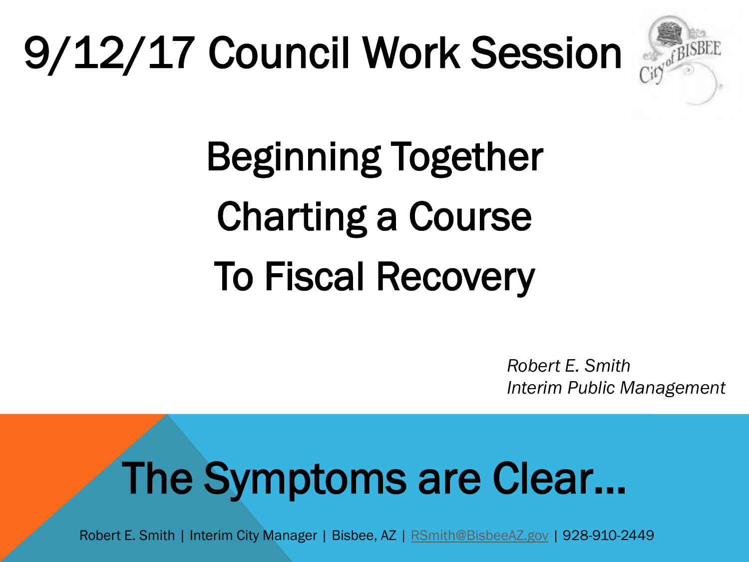# 9/12/17 Council Work Session

## Beginning Together
## Charting a Course
## To Fiscal Recovery

*Robert E. Smith*
*Interim Public Management*

# The Symptoms are Clear…

Robert E. Smith | Interim City Manager | Bisbee, AZ | RSmith@BisbeeAZ.gov | 928-910-2449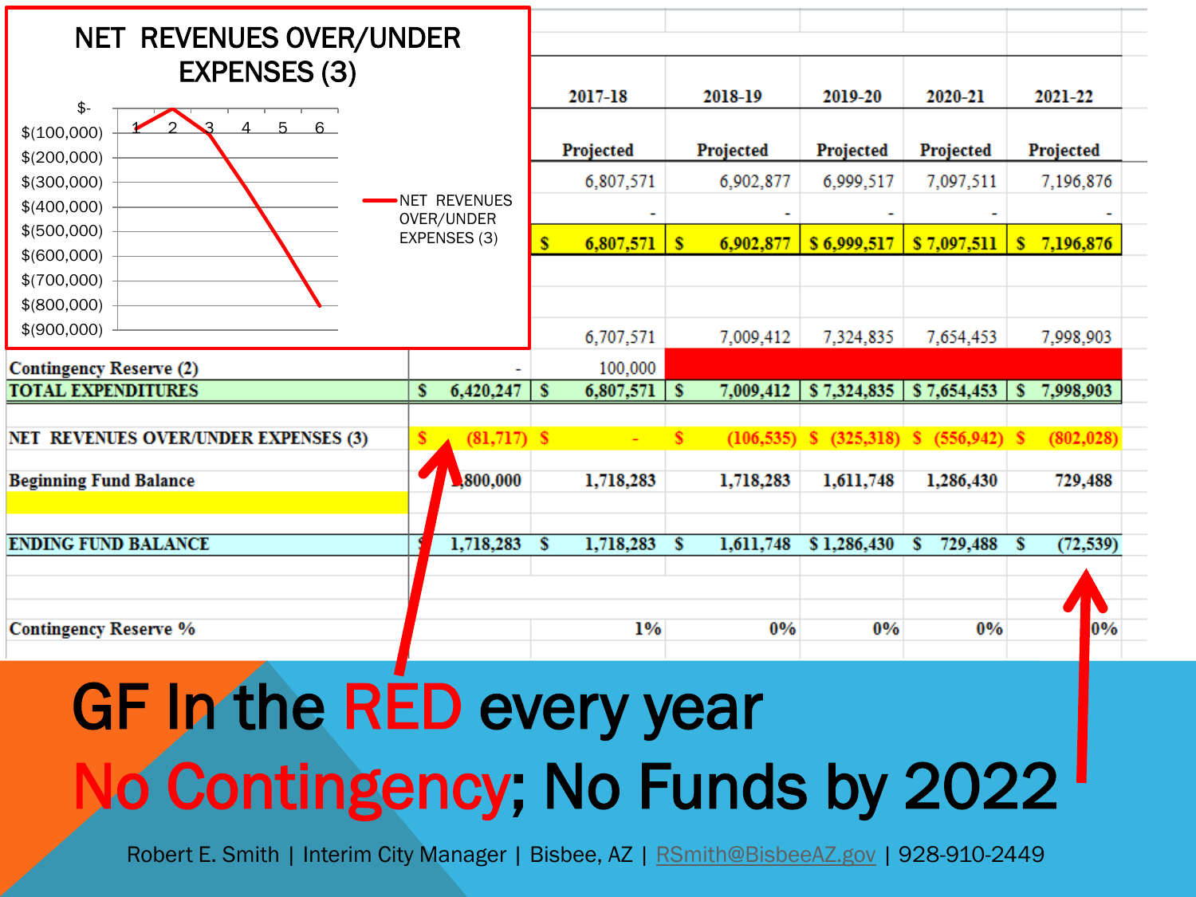## NET REVENUES OVER/UNDER EXPENSES (3)

| | | 2017-18 | 2018-19 | 2019-20 | 2020-21 | 2021-22 |
|---|---|---|---|---|---|---|
| | | Projected | Projected | Projected | Projected | Projected |
| | | 6,807,571 | 6,902,877 | 6,999,517 | 7,097,511 | 7,196,876 |
| | | - | - | - | - | - |
| | | $ 6,807,571 | $ 6,902,877 | $ 6,999,517 | $ 7,097,511 | $ 7,196,876 |
| | | 6,707,571 | 7,009,412 | 7,324,835 | 7,654,453 | 7,998,903 |
| Contingency Reserve (2) | - | 100,000 | | | | |
| TOTAL EXPENDITURES | $ 6,420,247 | $ 6,807,571 | $ 7,009,412 | $ 7,324,835 | $ 7,654,453 | $ 7,998,903 |
| NET REVENUES OVER/UNDER EXPENSES (3) | $ (81,717) | $ - | $ (106,535) | $ (325,318) | $ (556,942) | $ (802,028) |
| Beginning Fund Balance | 1,800,000 | 1,718,283 | 1,718,283 | 1,611,748 | 1,286,430 | 729,488 |
| ENDING FUND BALANCE | $ 1,718,283 | $ 1,718,283 | $ 1,611,748 | $ 1,286,430 | $ 729,488 | $ (72,539) |
| Contingency Reserve % | | 1% | 0% | 0% | 0% | 0% |

# GF In the RED every year

# No Contingency; No Funds by 2022

Robert E. Smith | Interim City Manager | Bisbee, AZ | RSmith@BisbeeAZ.gov | 928-910-2449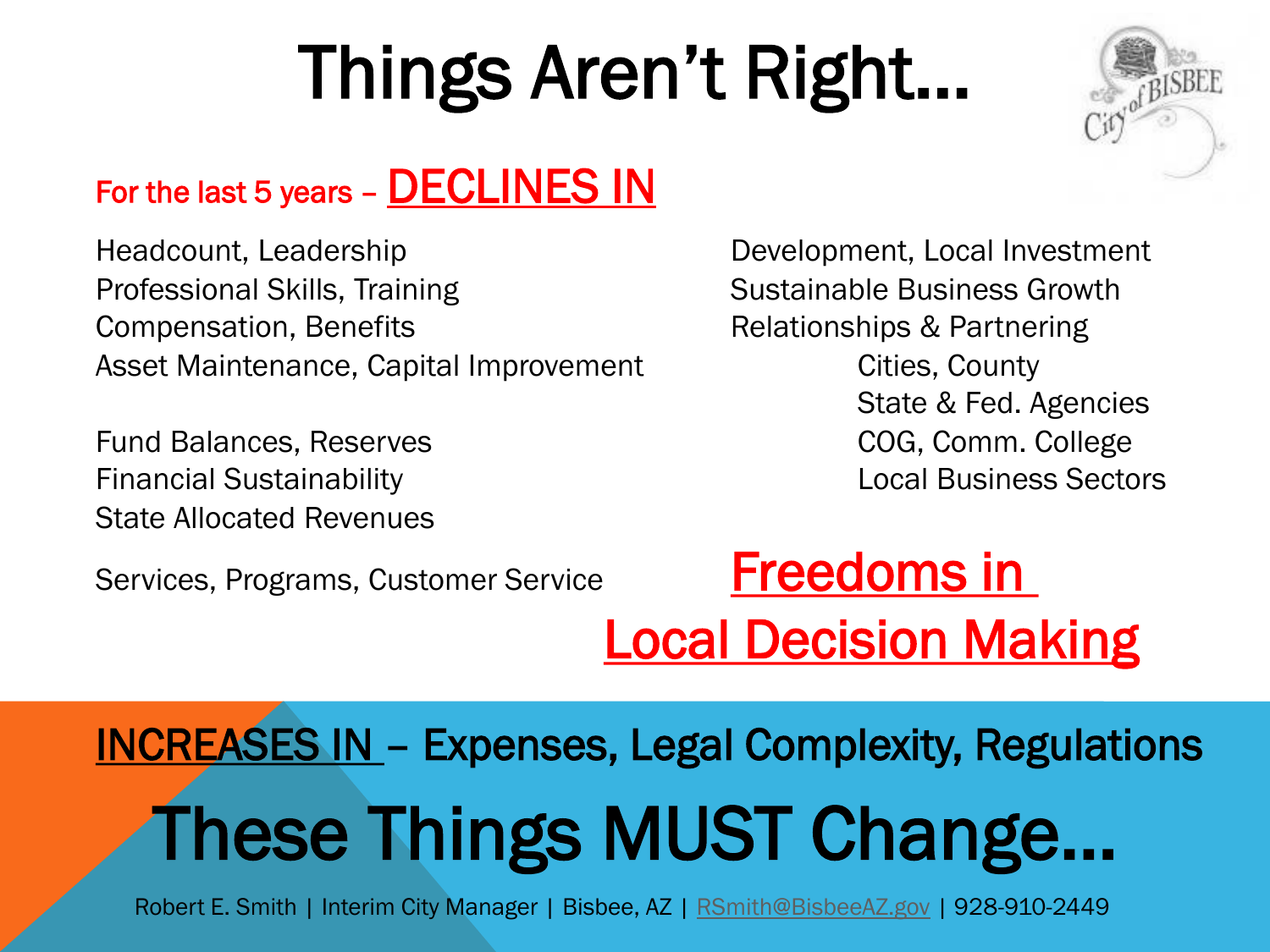# Things Aren't Right…

For the last 5 years – **DECLINES IN**

Headcount, Leadership
Professional Skills, Training
Compensation, Benefits
Asset Maintenance, Capital Improvement

Fund Balances, Reserves
Financial Sustainability
State Allocated Revenues

Services, Programs, Customer Service

Development, Local Investment
Sustainable Business Growth
Relationships & Partnering
- Cities, County
- State & Fed. Agencies
- COG, Comm. College
- Local Business Sectors

**Freedoms in Local Decision Making**

**INCREASES IN** – Expenses, Legal Complexity, Regulations

# These Things MUST Change…

Robert E. Smith | Interim City Manager | Bisbee, AZ | RSmith@BisbeeAZ.gov | 928-910-2449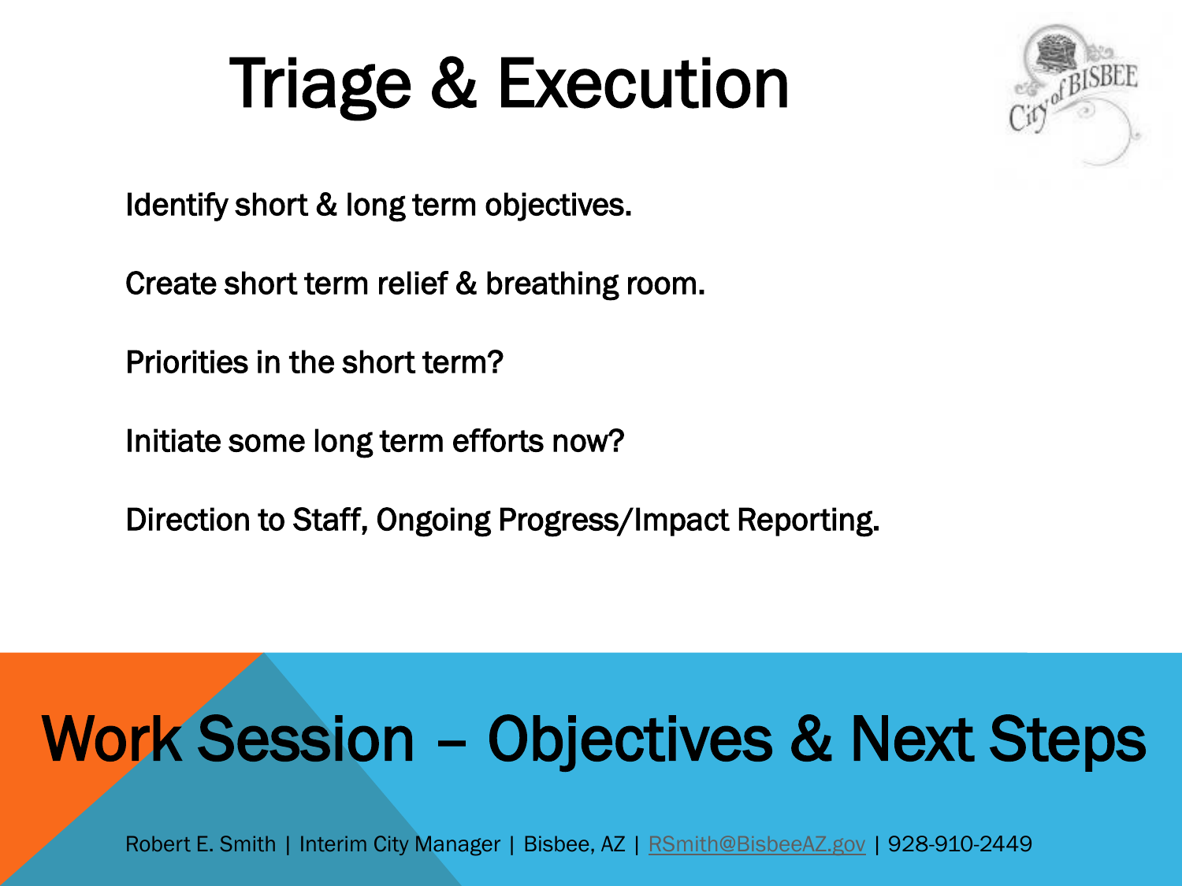# Triage & Execution

Identify short & long term objectives.

Create short term relief & breathing room.

Priorities in the short term?

Initiate some long term efforts now?

Direction to Staff, Ongoing Progress/Impact Reporting.

## Work Session – Objectives & Next Steps

Robert E. Smith | Interim City Manager | Bisbee, AZ | RSmith@BisbeeAZ.gov | 928-910-2449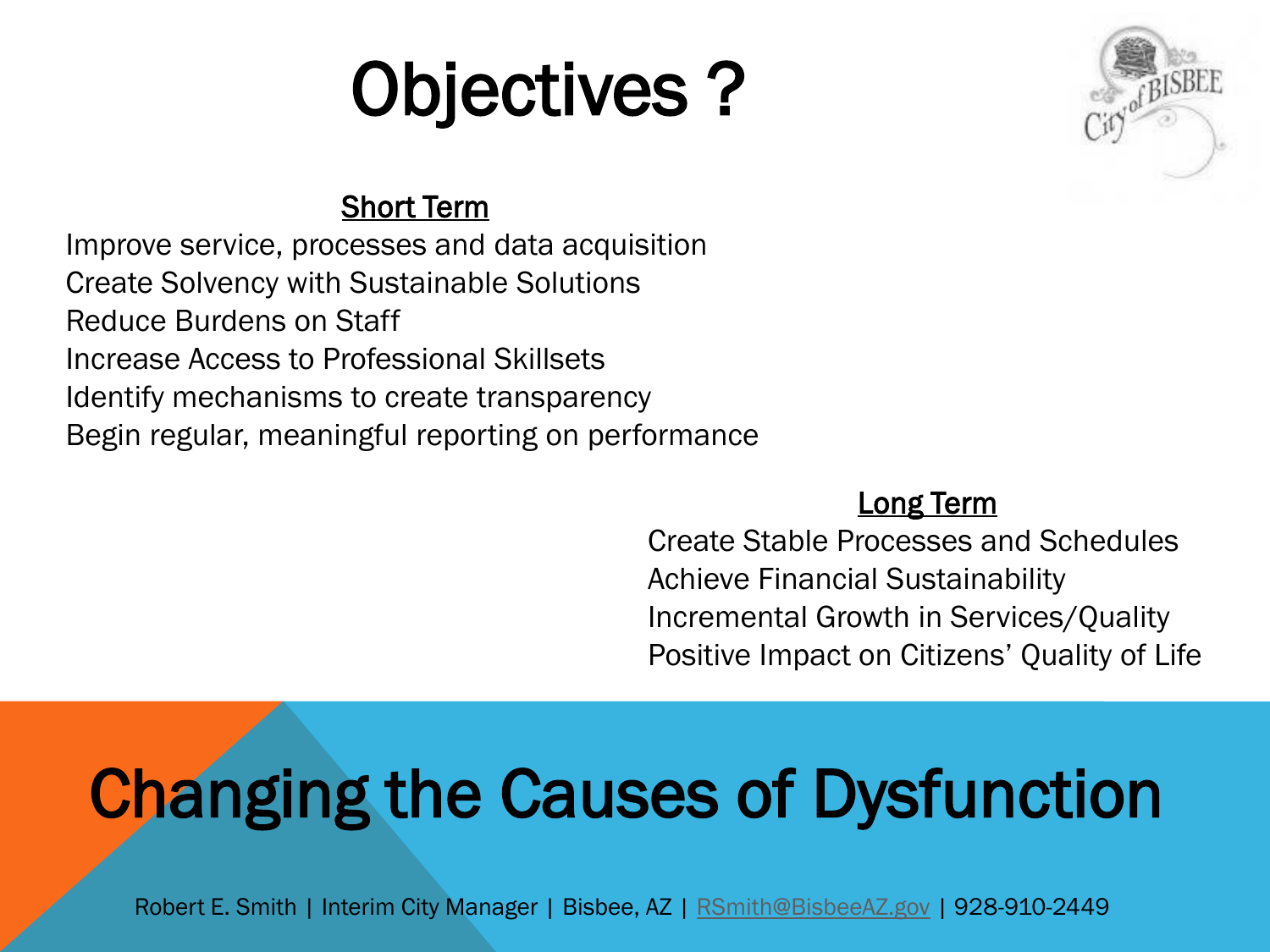# Objectives ?

**Short Term**

Improve service, processes and data acquisition
Create Solvency with Sustainable Solutions
Reduce Burdens on Staff
Increase Access to Professional Skillsets
Identify mechanisms to create transparency
Begin regular, meaningful reporting on performance

**Long Term**

Create Stable Processes and Schedules
Achieve Financial Sustainability
Incremental Growth in Services/Quality
Positive Impact on Citizens' Quality of Life

## Changing the Causes of Dysfunction

Robert E. Smith | Interim City Manager | Bisbee, AZ | RSmith@BisbeeAZ.gov | 928-910-2449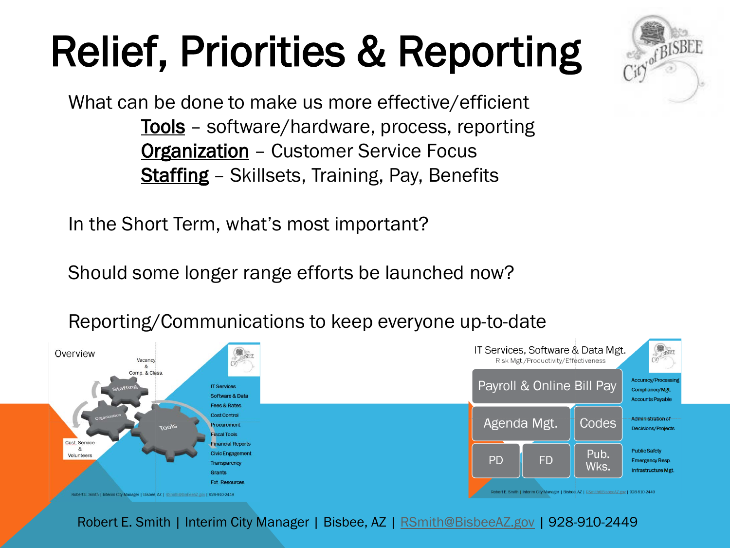# Relief, Priorities & Reporting

What can be done to make us more effective/efficient

- <u>Tools</u> – software/hardware, process, reporting
- <u>Organization</u> – Customer Service Focus
- <u>Staffing</u> – Skillsets, Training, Pay, Benefits

In the Short Term, what's most important?

Should some longer range efforts be launched now?

Reporting/Communications to keep everyone up-to-date

Overview

Vacancy & Comp. & Class.

Staffing

Organization

Tools

Cust. Service & Volunteers

- IT Services
- Software & Data
- Fees & Rates
- Cost Control
- Procurement
- Fiscal Tools
- Financial Reports
- Civic Engagement
- Transparency
- Grants
- Ext. Resources

IT Services, Software & Data Mgt.

Risk Mgt./Productivity/Effectiveness

| | | |
|---|---|---|
| Payroll & Online Bill Pay | | Accuracy/Processing, Compliance/Mgt., Accounts Payable |
| Agenda Mgt. | Codes | Administration of Decisions/Projects |
| PD, FD | Pub. Wks. | Public Safety, Emergency Resp., Infrastructure Mgt. |

Robert E. Smith | Interim City Manager | Bisbee, AZ | RSmith@BisbeeAZ.gov | 928-910-2449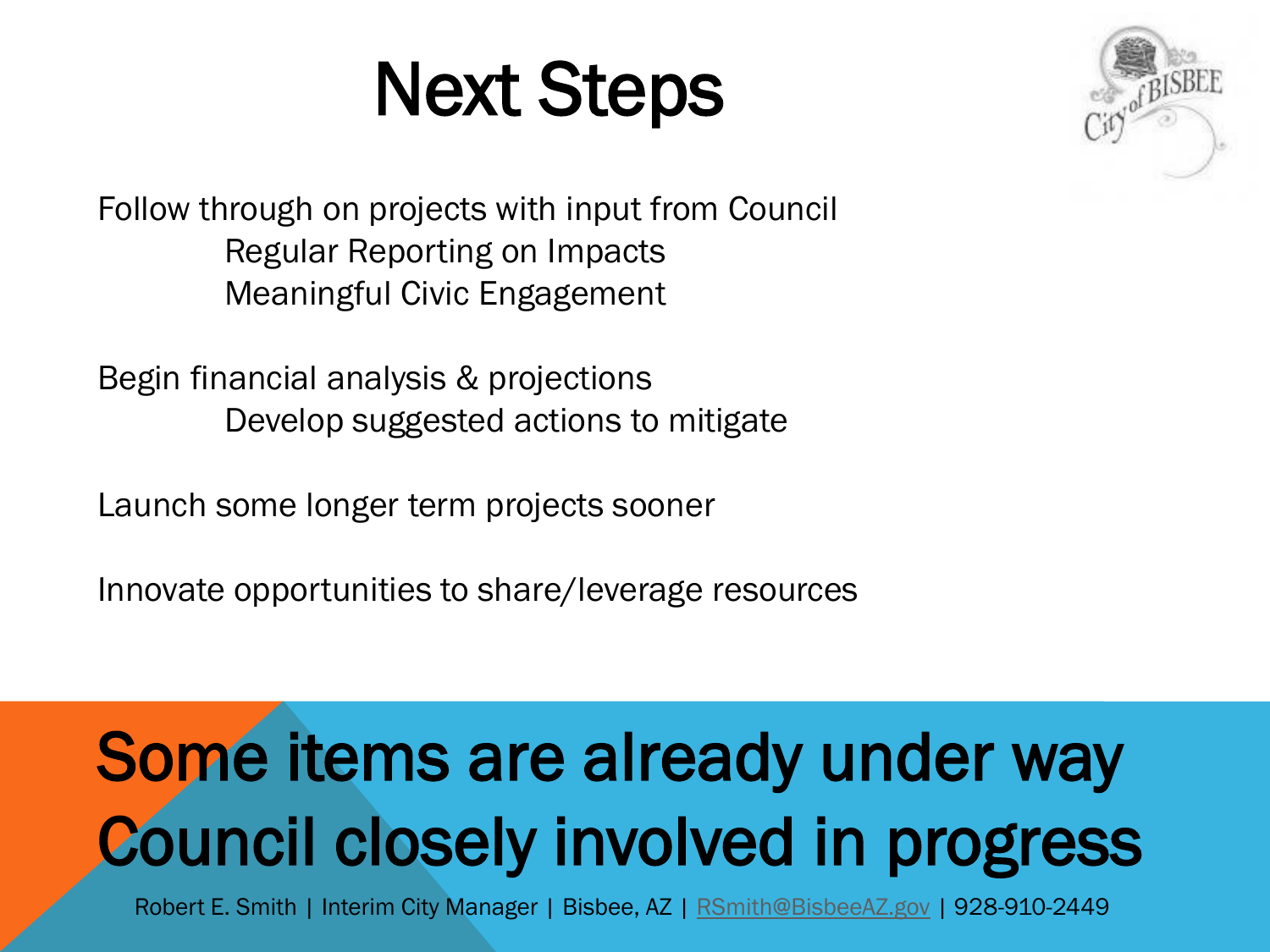# Next Steps

Follow through on projects with input from Council

- Regular Reporting on Impacts
- Meaningful Civic Engagement

Begin financial analysis & projections

- Develop suggested actions to mitigate

Launch some longer term projects sooner

Innovate opportunities to share/leverage resources

## Some items are already under way
## Council closely involved in progress

Robert E. Smith | Interim City Manager | Bisbee, AZ | RSmith@BisbeeAZ.gov | 928-910-2449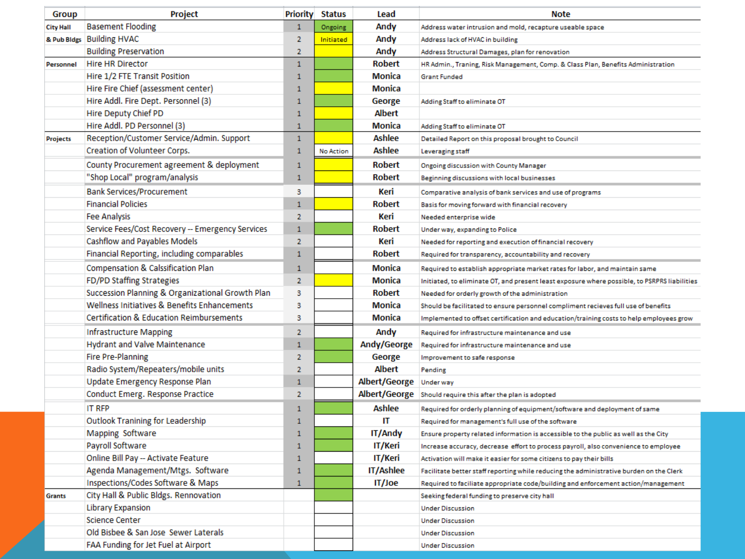| Group | Project | Priority | Status | Lead | Note |
|---|---|---|---|---|---|
| City Hall & Pub Bldgs | Basement Flooding | 1 | Ongoing | Andy | Address water intrusion and mold, recapture useable space |
| | Building HVAC | 2 | Initiated | Andy | Address lack of HVAC in building |
| | Building Preservation | 2 | | Andy | Address Structural Damages, plan for renovation |
| Personnel | Hire HR Director | 1 | | Robert | HR Admin., Traning, Risk Management, Comp. & Class Plan, Benefits Administration |
| | Hire 1/2 FTE Transit Position | 1 | | Monica | Grant Funded |
| | Hire Fire Chief (assessment center) | 1 | | Monica | |
| | Hire Addl. Fire Dept. Personnel (3) | 1 | | George | Adding Staff to eliminate OT |
| | Hire Deputy Chief PD | 1 | | Albert | |
| | Hire Addl. PD Personnel (3) | 1 | | Monica | Adding Staff to eliminate OT |
| Projects | Reception/Customer Service/Admin. Support | 1 | | Ashlee | Detailed Report on this proposal brought to Council |
| | Creation of Volunteer Corps. | 1 | No Action | Ashlee | Leveraging staff |
| | County Procurement agreement & deployment | 1 | | Robert | Ongoing discussion with County Manager |
| | "Shop Local" program/analysis | 1 | | Robert | Beginning discussions with local businesses |
| | Bank Services/Procurement | 3 | | Keri | Comparative analysis of bank services and use of programs |
| | Financial Policies | 1 | | Robert | Basis for moving forward with financial recovery |
| | Fee Analysis | 2 | | Keri | Needed enterprise wide |
| | Service Fees/Cost Recovery -- Emergency Services | 1 | | Robert | Under way, expanding to Police |
| | Cashflow and Payables Models | 2 | | Keri | Needed for reporting and execution of financial recovery |
| | Financial Reporting, including comparables | 1 | | Robert | Required for transparency, accountability and recovery |
| | Compensation & Calsification Plan | 1 | | Monica | Required to establish appropriate market rates for labor, and maintain same |
| | FD/PD Staffing Strategies | 2 | | Monica | Initiated, to eliminate OT, and present least exposure where possible, to PSRPRS liabilities |
| | Succession Planning & Organizational Growth Plan | 3 | | Robert | Needed for orderly growth of the administration |
| | Wellness Initiatives & Benefits Enhancements | 3 | | Monica | Should be facilitated to ensure personnel compliment recieves full use of benefits |
| | Certification & Education Reimbursements | 3 | | Monica | Implemented to offset certification and education/training costs to help employees grow |
| | Infrastructure Mapping | 2 | | Andy | Required for infrastructure maintenance and use |
| | Hydrant and Valve Maintenance | 1 | | Andy/George | Required for infrastructure maintenance and use |
| | Fire Pre-Planning | 2 | | George | Improvement to safe response |
| | Radio System/Repeaters/mobile units | 2 | | Albert | Pending |
| | Update Emergency Response Plan | 1 | | Albert/George | Under way |
| | Conduct Emerg. Response Practice | 2 | | Albert/George | Should require this after the plan is adopted |
| | IT RFP | 1 | | Ashlee | Required for orderly planning of equipment/software and deployment of same |
| | Outlook Tranining for Leadership | 1 | | IT | Required for management's full use of the software |
| | Mapping Software | 1 | | IT/Andy | Ensure property related information is accessible to the public as well as the City |
| | Payroll Software | 1 | | IT/Keri | Increase accuracy, decrease effort to process payroll, also convenience to employee |
| | Online Bill Pay -- Activate Feature | 1 | | IT/Keri | Activation will make it easier for some citizens to pay their bills |
| | Agenda Management/Mtgs. Software | 1 | | IT/Ashlee | Facilitate better staff reporting while reducing the administrative burden on the Clerk |
| | Inspections/Codes Software & Maps | 1 | | IT/Joe | Required to faciliate appropriate code/building and enforcement action/management |
| Grants | City Hall & Public Bldgs. Rennovation | | | | Seeking federal funding to preserve city hall |
| | Library Expansion | | | | Under Discussion |
| | Science Center | | | | Under Discussion |
| | Old Bisbee & San Jose Sewer Laterals | | | | Under Discussion |
| | FAA Funding for Jet Fuel at Airport | | | | Under Discussion |